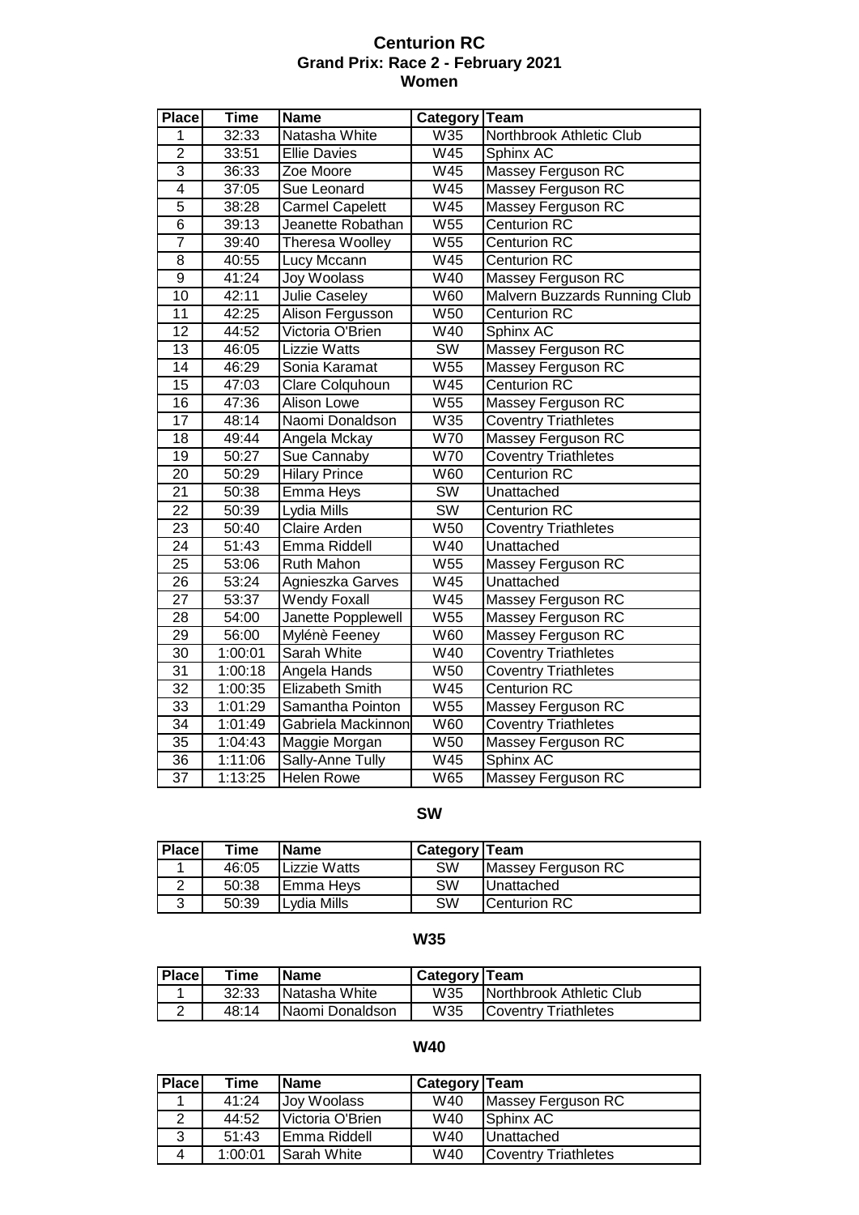# Centurion RC

## Grand Prix: Race 2 - February 2021

## Women

| Place | Time | Name | Category | Team |
|---|---|---|---|---|
| 1 | 32:33 | Natasha White | W35 | Northbrook Athletic Club |
| 2 | 33:51 | Ellie Davies | W45 | Sphinx AC |
| 3 | 36:33 | Zoe Moore | W45 | Massey Ferguson RC |
| 4 | 37:05 | Sue Leonard | W45 | Massey Ferguson RC |
| 5 | 38:28 | Carmel Capelett | W45 | Massey Ferguson RC |
| 6 | 39:13 | Jeanette Robathan | W55 | Centurion RC |
| 7 | 39:40 | Theresa Woolley | W55 | Centurion RC |
| 8 | 40:55 | Lucy Mccann | W45 | Centurion RC |
| 9 | 41:24 | Joy Woolass | W40 | Massey Ferguson RC |
| 10 | 42:11 | Julie Caseley | W60 | Malvern Buzzards Running Club |
| 11 | 42:25 | Alison Fergusson | W50 | Centurion RC |
| 12 | 44:52 | Victoria O'Brien | W40 | Sphinx AC |
| 13 | 46:05 | Lizzie Watts | SW | Massey Ferguson RC |
| 14 | 46:29 | Sonia Karamat | W55 | Massey Ferguson RC |
| 15 | 47:03 | Clare Colquhoun | W45 | Centurion RC |
| 16 | 47:36 | Alison Lowe | W55 | Massey Ferguson RC |
| 17 | 48:14 | Naomi Donaldson | W35 | Coventry Triathletes |
| 18 | 49:44 | Angela Mckay | W70 | Massey Ferguson RC |
| 19 | 50:27 | Sue Cannaby | W70 | Coventry Triathletes |
| 20 | 50:29 | Hilary Prince | W60 | Centurion RC |
| 21 | 50:38 | Emma Heys | SW | Unattached |
| 22 | 50:39 | Lydia Mills | SW | Centurion RC |
| 23 | 50:40 | Claire Arden | W50 | Coventry Triathletes |
| 24 | 51:43 | Emma Riddell | W40 | Unattached |
| 25 | 53:06 | Ruth Mahon | W55 | Massey Ferguson RC |
| 26 | 53:24 | Agnieszka Garves | W45 | Unattached |
| 27 | 53:37 | Wendy Foxall | W45 | Massey Ferguson RC |
| 28 | 54:00 | Janette Popplewell | W55 | Massey Ferguson RC |
| 29 | 56:00 | Mylénè Feeney | W60 | Massey Ferguson RC |
| 30 | 1:00:01 | Sarah White | W40 | Coventry Triathletes |
| 31 | 1:00:18 | Angela Hands | W50 | Coventry Triathletes |
| 32 | 1:00:35 | Elizabeth Smith | W45 | Centurion RC |
| 33 | 1:01:29 | Samantha Pointon | W55 | Massey Ferguson RC |
| 34 | 1:01:49 | Gabriela Mackinnon | W60 | Coventry Triathletes |
| 35 | 1:04:43 | Maggie Morgan | W50 | Massey Ferguson RC |
| 36 | 1:11:06 | Sally-Anne Tully | W45 | Sphinx AC |
| 37 | 1:13:25 | Helen Rowe | W65 | Massey Ferguson RC |

### SW

| Place | Time | Name | Category | Team |
|---|---|---|---|---|
| 1 | 46:05 | Lizzie Watts | SW | Massey Ferguson RC |
| 2 | 50:38 | Emma Heys | SW | Unattached |
| 3 | 50:39 | Lydia Mills | SW | Centurion RC |

### W35

| Place | Time | Name | Category | Team |
|---|---|---|---|---|
| 1 | 32:33 | Natasha White | W35 | Northbrook Athletic Club |
| 2 | 48:14 | Naomi Donaldson | W35 | Coventry Triathletes |

### W40

| Place | Time | Name | Category | Team |
|---|---|---|---|---|
| 1 | 41:24 | Joy Woolass | W40 | Massey Ferguson RC |
| 2 | 44:52 | Victoria O'Brien | W40 | Sphinx AC |
| 3 | 51:43 | Emma Riddell | W40 | Unattached |
| 4 | 1:00:01 | Sarah White | W40 | Coventry Triathletes |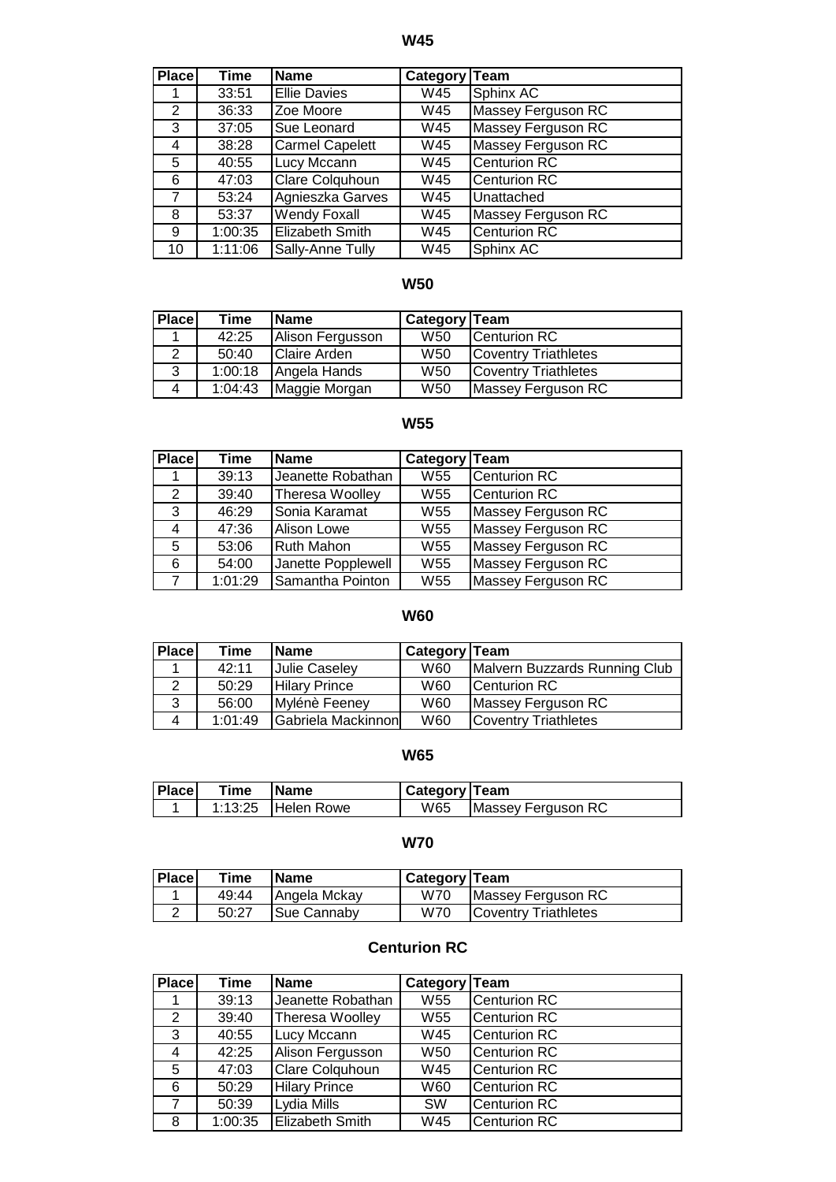## W45

| Place | Time | Name | Category | Team |
|---|---|---|---|---|
| 1 | 33:51 | Ellie Davies | W45 | Sphinx AC |
| 2 | 36:33 | Zoe Moore | W45 | Massey Ferguson RC |
| 3 | 37:05 | Sue Leonard | W45 | Massey Ferguson RC |
| 4 | 38:28 | Carmel Capelett | W45 | Massey Ferguson RC |
| 5 | 40:55 | Lucy Mccann | W45 | Centurion RC |
| 6 | 47:03 | Clare Colquhoun | W45 | Centurion RC |
| 7 | 53:24 | Agnieszka Garves | W45 | Unattached |
| 8 | 53:37 | Wendy Foxall | W45 | Massey Ferguson RC |
| 9 | 1:00:35 | Elizabeth Smith | W45 | Centurion RC |
| 10 | 1:11:06 | Sally-Anne Tully | W45 | Sphinx AC |

## W50

| Place | Time | Name | Category | Team |
|---|---|---|---|---|
| 1 | 42:25 | Alison Fergusson | W50 | Centurion RC |
| 2 | 50:40 | Claire Arden | W50 | Coventry Triathletes |
| 3 | 1:00:18 | Angela Hands | W50 | Coventry Triathletes |
| 4 | 1:04:43 | Maggie Morgan | W50 | Massey Ferguson RC |

## W55

| Place | Time | Name | Category | Team |
|---|---|---|---|---|
| 1 | 39:13 | Jeanette Robathan | W55 | Centurion RC |
| 2 | 39:40 | Theresa Woolley | W55 | Centurion RC |
| 3 | 46:29 | Sonia Karamat | W55 | Massey Ferguson RC |
| 4 | 47:36 | Alison Lowe | W55 | Massey Ferguson RC |
| 5 | 53:06 | Ruth Mahon | W55 | Massey Ferguson RC |
| 6 | 54:00 | Janette Popplewell | W55 | Massey Ferguson RC |
| 7 | 1:01:29 | Samantha Pointon | W55 | Massey Ferguson RC |

## W60

| Place | Time | Name | Category | Team |
|---|---|---|---|---|
| 1 | 42:11 | Julie Caseley | W60 | Malvern Buzzards Running Club |
| 2 | 50:29 | Hilary Prince | W60 | Centurion RC |
| 3 | 56:00 | Mylénè Feeney | W60 | Massey Ferguson RC |
| 4 | 1:01:49 | Gabriela Mackinnon | W60 | Coventry Triathletes |

## W65

| Place | Time | Name | Category | Team |
|---|---|---|---|---|
| 1 | 1:13:25 | Helen Rowe | W65 | Massey Ferguson RC |

## W70

| Place | Time | Name | Category | Team |
|---|---|---|---|---|
| 1 | 49:44 | Angela Mckay | W70 | Massey Ferguson RC |
| 2 | 50:27 | Sue Cannaby | W70 | Coventry Triathletes |

## Centurion RC

| Place | Time | Name | Category | Team |
|---|---|---|---|---|
| 1 | 39:13 | Jeanette Robathan | W55 | Centurion RC |
| 2 | 39:40 | Theresa Woolley | W55 | Centurion RC |
| 3 | 40:55 | Lucy Mccann | W45 | Centurion RC |
| 4 | 42:25 | Alison Fergusson | W50 | Centurion RC |
| 5 | 47:03 | Clare Colquhoun | W45 | Centurion RC |
| 6 | 50:29 | Hilary Prince | W60 | Centurion RC |
| 7 | 50:39 | Lydia Mills | SW | Centurion RC |
| 8 | 1:00:35 | Elizabeth Smith | W45 | Centurion RC |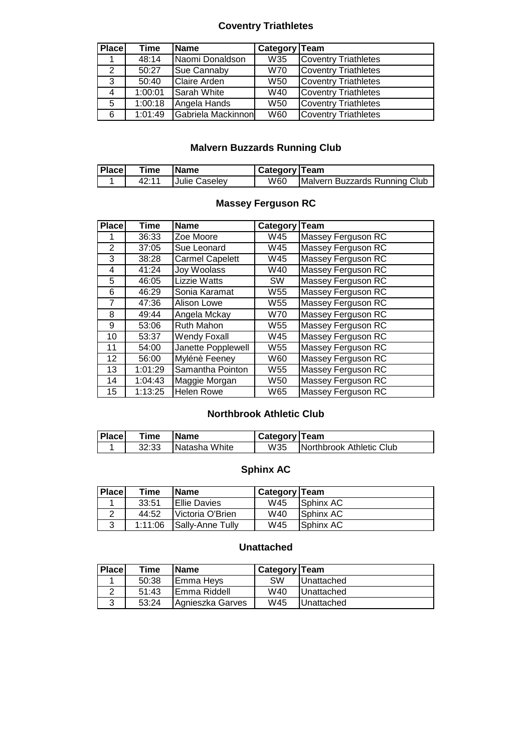## Coventry Triathletes

| Place | Time | Name | Category | Team |
|---|---|---|---|---|
| 1 | 48:14 | Naomi Donaldson | W35 | Coventry Triathletes |
| 2 | 50:27 | Sue Cannaby | W70 | Coventry Triathletes |
| 3 | 50:40 | Claire Arden | W50 | Coventry Triathletes |
| 4 | 1:00:01 | Sarah White | W40 | Coventry Triathletes |
| 5 | 1:00:18 | Angela Hands | W50 | Coventry Triathletes |
| 6 | 1:01:49 | Gabriela Mackinnon | W60 | Coventry Triathletes |

## Malvern Buzzards Running Club

| Place | Time | Name | Category | Team |
|---|---|---|---|---|
| 1 | 42:11 | Julie Caseley | W60 | Malvern Buzzards Running Club |

## Massey Ferguson RC

| Place | Time | Name | Category | Team |
|---|---|---|---|---|
| 1 | 36:33 | Zoe Moore | W45 | Massey Ferguson RC |
| 2 | 37:05 | Sue Leonard | W45 | Massey Ferguson RC |
| 3 | 38:28 | Carmel Capelett | W45 | Massey Ferguson RC |
| 4 | 41:24 | Joy Woolass | W40 | Massey Ferguson RC |
| 5 | 46:05 | Lizzie Watts | SW | Massey Ferguson RC |
| 6 | 46:29 | Sonia Karamat | W55 | Massey Ferguson RC |
| 7 | 47:36 | Alison Lowe | W55 | Massey Ferguson RC |
| 8 | 49:44 | Angela Mckay | W70 | Massey Ferguson RC |
| 9 | 53:06 | Ruth Mahon | W55 | Massey Ferguson RC |
| 10 | 53:37 | Wendy Foxall | W45 | Massey Ferguson RC |
| 11 | 54:00 | Janette Popplewell | W55 | Massey Ferguson RC |
| 12 | 56:00 | Mylénè Feeney | W60 | Massey Ferguson RC |
| 13 | 1:01:29 | Samantha Pointon | W55 | Massey Ferguson RC |
| 14 | 1:04:43 | Maggie Morgan | W50 | Massey Ferguson RC |
| 15 | 1:13:25 | Helen Rowe | W65 | Massey Ferguson RC |

## Northbrook Athletic Club

| Place | Time | Name | Category | Team |
|---|---|---|---|---|
| 1 | 32:33 | Natasha White | W35 | Northbrook Athletic Club |

## Sphinx AC

| Place | Time | Name | Category | Team |
|---|---|---|---|---|
| 1 | 33:51 | Ellie Davies | W45 | Sphinx AC |
| 2 | 44:52 | Victoria O'Brien | W40 | Sphinx AC |
| 3 | 1:11:06 | Sally-Anne Tully | W45 | Sphinx AC |

## Unattached

| Place | Time | Name | Category | Team |
|---|---|---|---|---|
| 1 | 50:38 | Emma Heys | SW | Unattached |
| 2 | 51:43 | Emma Riddell | W40 | Unattached |
| 3 | 53:24 | Agnieszka Garves | W45 | Unattached |